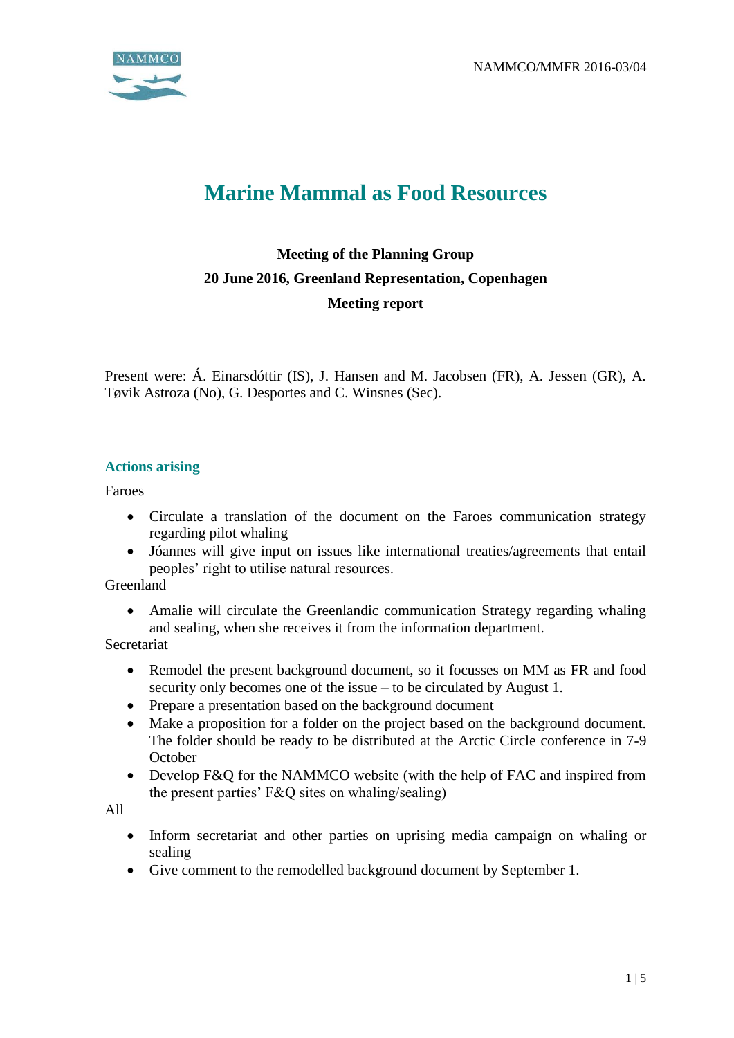NAMMCO/MMFR 2016-03/04

# Marine Mammal as Food Resources

**Meeting of the Planning Group**

**20 June 2016, Greenland Representation, Copenhagen**

**Meeting report**

Present were: Á. Einarsdóttir (IS), J. Hansen and M. Jacobsen (FR), A. Jessen (GR), A. Tøvik Astroza (No), G. Desportes and C. Winsnes (Sec).

## Actions arising

Faroes

- Circulate a translation of the document on the Faroes communication strategy regarding pilot whaling
- Jóannes will give input on issues like international treaties/agreements that entail peoples' right to utilise natural resources.

Greenland

- Amalie will circulate the Greenlandic communication Strategy regarding whaling and sealing, when she receives it from the information department.

Secretariat

- Remodel the present background document, so it focusses on MM as FR and food security only becomes one of the issue – to be circulated by August 1.
- Prepare a presentation based on the background document
- Make a proposition for a folder on the project based on the background document. The folder should be ready to be distributed at the Arctic Circle conference in 7-9 October
- Develop F&Q for the NAMMCO website (with the help of FAC and inspired from the present parties' F&Q sites on whaling/sealing)

All

- Inform secretariat and other parties on uprising media campaign on whaling or sealing
- Give comment to the remodelled background document by September 1.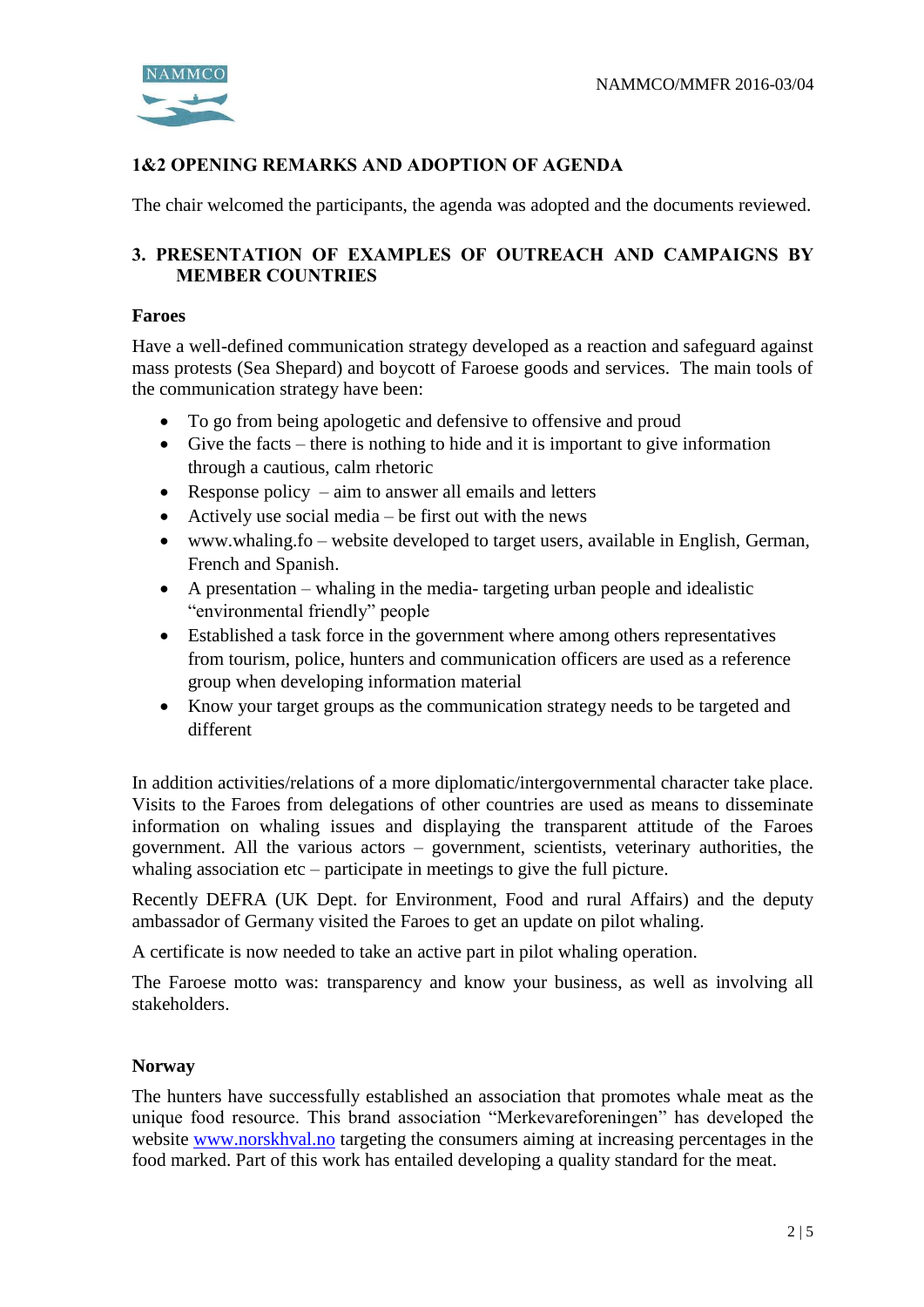## 1&2 OPENING REMARKS AND ADOPTION OF AGENDA

The chair welcomed the participants, the agenda was adopted and the documents reviewed.

## 3. PRESENTATION OF EXAMPLES OF OUTREACH AND CAMPAIGNS BY MEMBER COUNTRIES

### Faroes

Have a well-defined communication strategy developed as a reaction and safeguard against mass protests (Sea Shepard) and boycott of Faroese goods and services. The main tools of the communication strategy have been:

- To go from being apologetic and defensive to offensive and proud
- Give the facts – there is nothing to hide and it is important to give information through a cautious, calm rhetoric
- Response policy – aim to answer all emails and letters
- Actively use social media – be first out with the news
- www.whaling.fo – website developed to target users, available in English, German, French and Spanish.
- A presentation – whaling in the media- targeting urban people and idealistic "environmental friendly" people
- Established a task force in the government where among others representatives from tourism, police, hunters and communication officers are used as a reference group when developing information material
- Know your target groups as the communication strategy needs to be targeted and different

In addition activities/relations of a more diplomatic/intergovernmental character take place. Visits to the Faroes from delegations of other countries are used as means to disseminate information on whaling issues and displaying the transparent attitude of the Faroes government. All the various actors – government, scientists, veterinary authorities, the whaling association etc – participate in meetings to give the full picture.

Recently DEFRA (UK Dept. for Environment, Food and rural Affairs) and the deputy ambassador of Germany visited the Faroes to get an update on pilot whaling.

A certificate is now needed to take an active part in pilot whaling operation.

The Faroese motto was: transparency and know your business, as well as involving all stakeholders.

### Norway

The hunters have successfully established an association that promotes whale meat as the unique food resource. This brand association "Merkevareforeningen" has developed the website [www.norskhval.no](http://www.norskhval.no) targeting the consumers aiming at increasing percentages in the food marked. Part of this work has entailed developing a quality standard for the meat.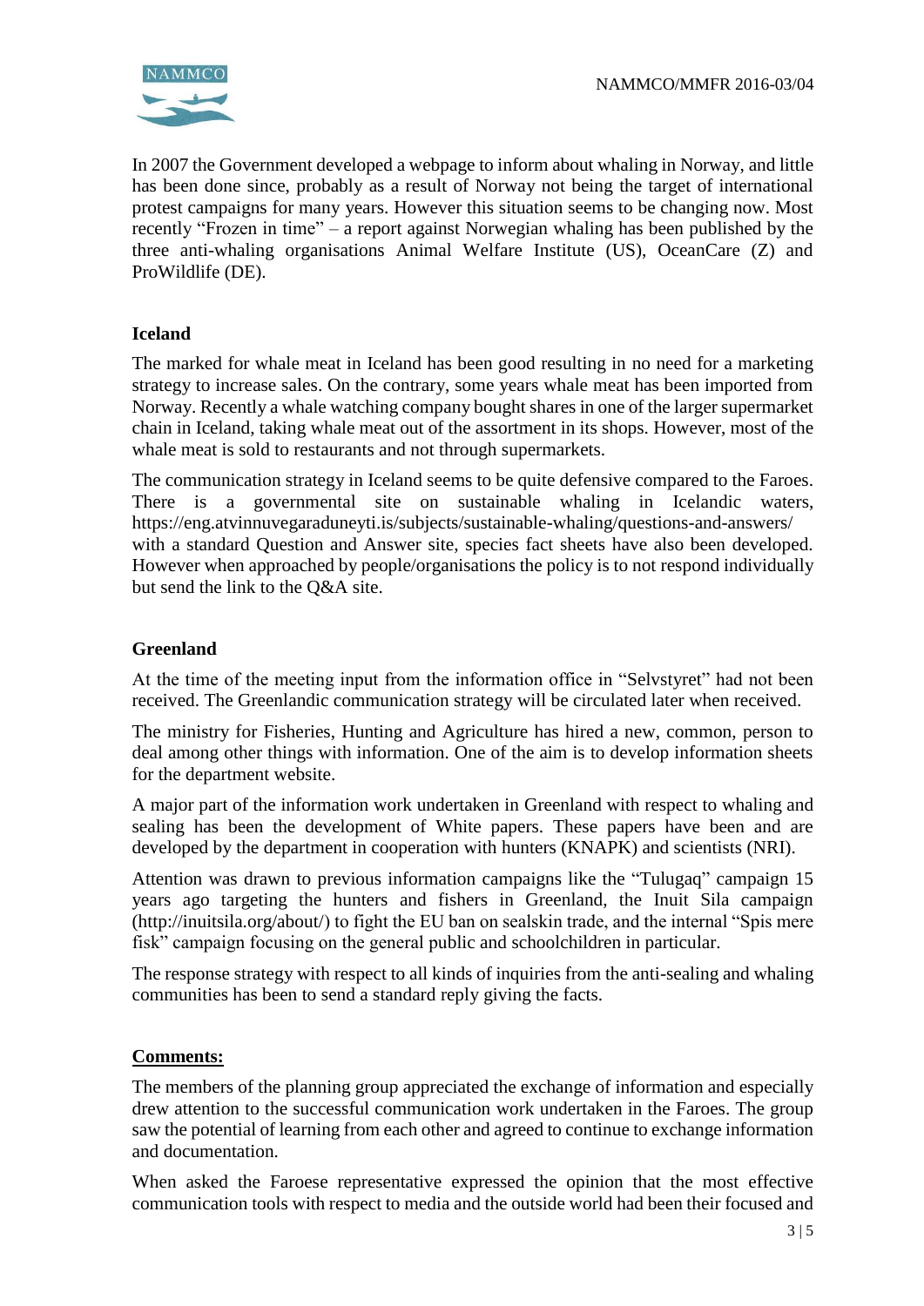In 2007 the Government developed a webpage to inform about whaling in Norway, and little has been done since, probably as a result of Norway not being the target of international protest campaigns for many years. However this situation seems to be changing now. Most recently "Frozen in time" – a report against Norwegian whaling has been published by the three anti-whaling organisations Animal Welfare Institute (US), OceanCare (Z) and ProWildlife (DE).

**Iceland**

The marked for whale meat in Iceland has been good resulting in no need for a marketing strategy to increase sales. On the contrary, some years whale meat has been imported from Norway. Recently a whale watching company bought shares in one of the larger supermarket chain in Iceland, taking whale meat out of the assortment in its shops. However, most of the whale meat is sold to restaurants and not through supermarkets.

The communication strategy in Iceland seems to be quite defensive compared to the Faroes. There is a governmental site on sustainable whaling in Icelandic waters, https://eng.atvinnuvegaraduneyti.is/subjects/sustainable-whaling/questions-and-answers/ with a standard Question and Answer site, species fact sheets have also been developed. However when approached by people/organisations the policy is to not respond individually but send the link to the Q&A site.

**Greenland**

At the time of the meeting input from the information office in "Selvstyret" had not been received. The Greenlandic communication strategy will be circulated later when received.

The ministry for Fisheries, Hunting and Agriculture has hired a new, common, person to deal among other things with information. One of the aim is to develop information sheets for the department website.

A major part of the information work undertaken in Greenland with respect to whaling and sealing has been the development of White papers. These papers have been and are developed by the department in cooperation with hunters (KNAPK) and scientists (NRI).

Attention was drawn to previous information campaigns like the "Tulugaq" campaign 15 years ago targeting the hunters and fishers in Greenland, the Inuit Sila campaign (http://inuitsila.org/about/) to fight the EU ban on sealskin trade, and the internal "Spis mere fisk" campaign focusing on the general public and schoolchildren in particular.

The response strategy with respect to all kinds of inquiries from the anti-sealing and whaling communities has been to send a standard reply giving the facts.

**Comments:**

The members of the planning group appreciated the exchange of information and especially drew attention to the successful communication work undertaken in the Faroes. The group saw the potential of learning from each other and agreed to continue to exchange information and documentation.

When asked the Faroese representative expressed the opinion that the most effective communication tools with respect to media and the outside world had been their focused and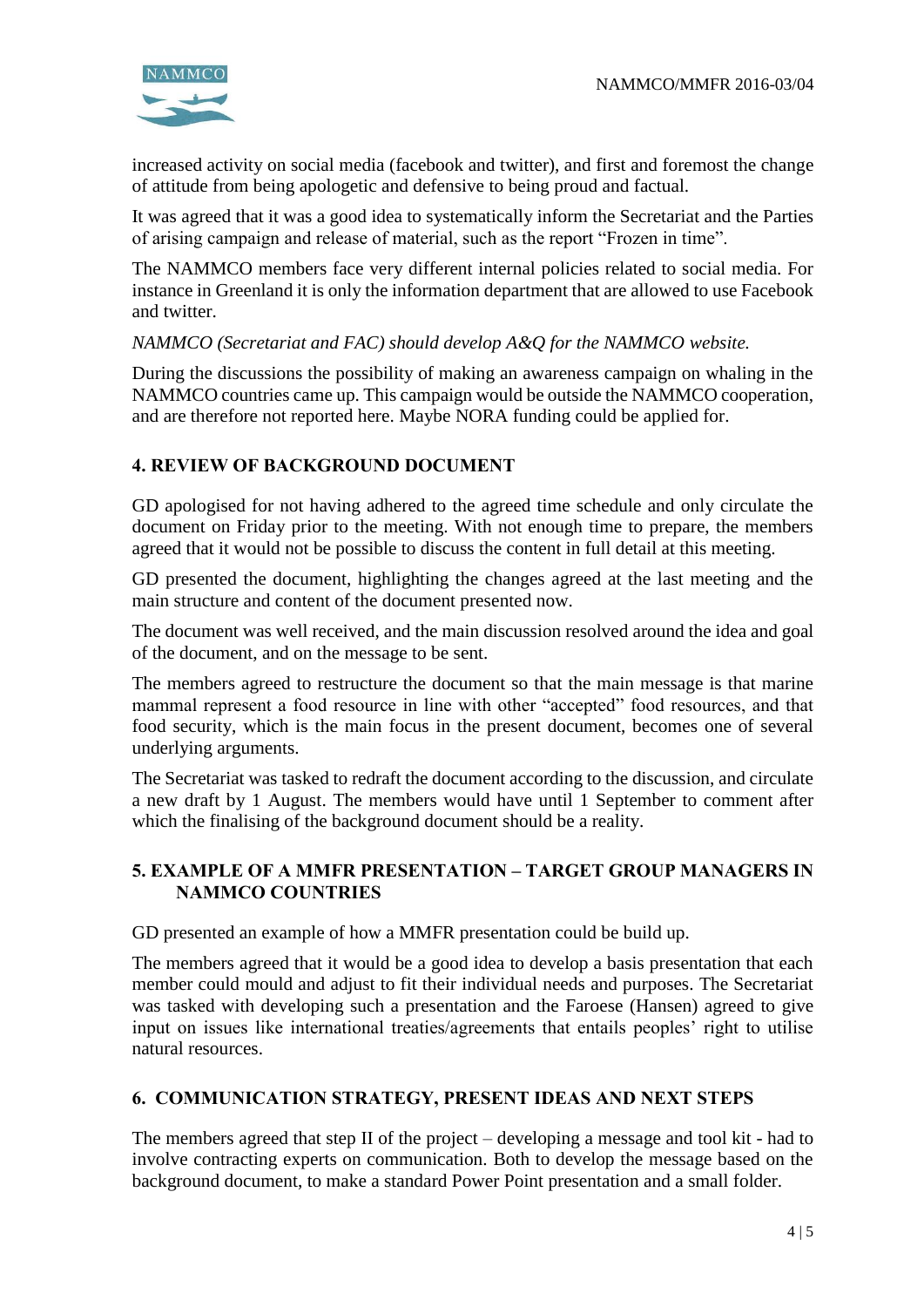increased activity on social media (facebook and twitter), and first and foremost the change of attitude from being apologetic and defensive to being proud and factual.

It was agreed that it was a good idea to systematically inform the Secretariat and the Parties of arising campaign and release of material, such as the report "Frozen in time".

The NAMMCO members face very different internal policies related to social media. For instance in Greenland it is only the information department that are allowed to use Facebook and twitter.

*NAMMCO (Secretariat and FAC) should develop A&Q for the NAMMCO website.*

During the discussions the possibility of making an awareness campaign on whaling in the NAMMCO countries came up. This campaign would be outside the NAMMCO cooperation, and are therefore not reported here. Maybe NORA funding could be applied for.

## 4. REVIEW OF BACKGROUND DOCUMENT

GD apologised for not having adhered to the agreed time schedule and only circulate the document on Friday prior to the meeting. With not enough time to prepare, the members agreed that it would not be possible to discuss the content in full detail at this meeting.

GD presented the document, highlighting the changes agreed at the last meeting and the main structure and content of the document presented now.

The document was well received, and the main discussion resolved around the idea and goal of the document, and on the message to be sent.

The members agreed to restructure the document so that the main message is that marine mammal represent a food resource in line with other "accepted" food resources, and that food security, which is the main focus in the present document, becomes one of several underlying arguments.

The Secretariat was tasked to redraft the document according to the discussion, and circulate a new draft by 1 August. The members would have until 1 September to comment after which the finalising of the background document should be a reality.

## 5. EXAMPLE OF A MMFR PRESENTATION – TARGET GROUP MANAGERS IN NAMMCO COUNTRIES

GD presented an example of how a MMFR presentation could be build up.

The members agreed that it would be a good idea to develop a basis presentation that each member could mould and adjust to fit their individual needs and purposes. The Secretariat was tasked with developing such a presentation and the Faroese (Hansen) agreed to give input on issues like international treaties/agreements that entails peoples' right to utilise natural resources.

## 6. COMMUNICATION STRATEGY, PRESENT IDEAS AND NEXT STEPS

The members agreed that step II of the project – developing a message and tool kit - had to involve contracting experts on communication. Both to develop the message based on the background document, to make a standard Power Point presentation and a small folder.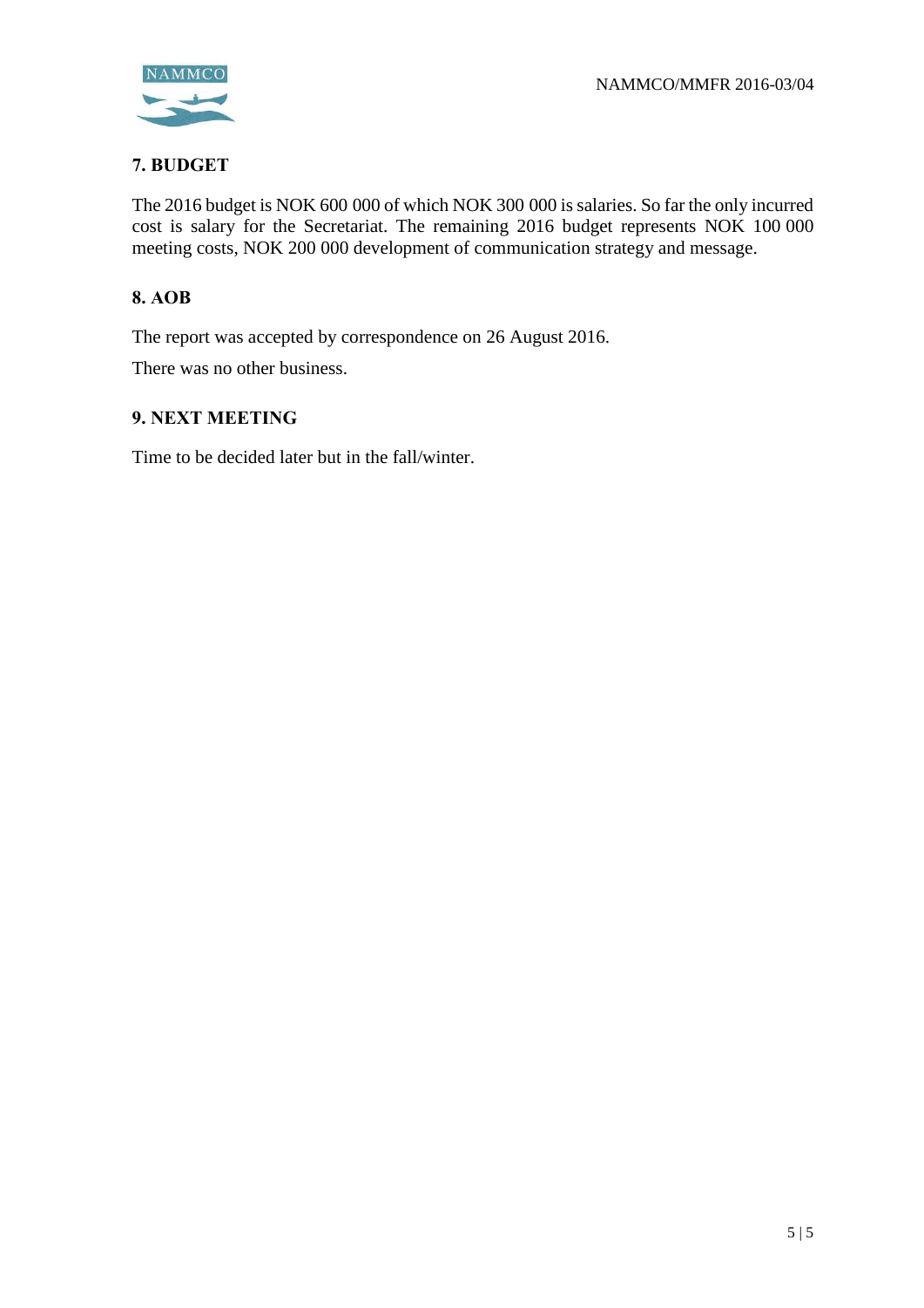## 7. BUDGET

The 2016 budget is NOK 600 000 of which NOK 300 000 is salaries. So far the only incurred cost is salary for the Secretariat. The remaining 2016 budget represents NOK 100 000 meeting costs, NOK 200 000 development of communication strategy and message.

## 8. AOB

The report was accepted by correspondence on 26 August 2016.

There was no other business.

## 9. NEXT MEETING

Time to be decided later but in the fall/winter.